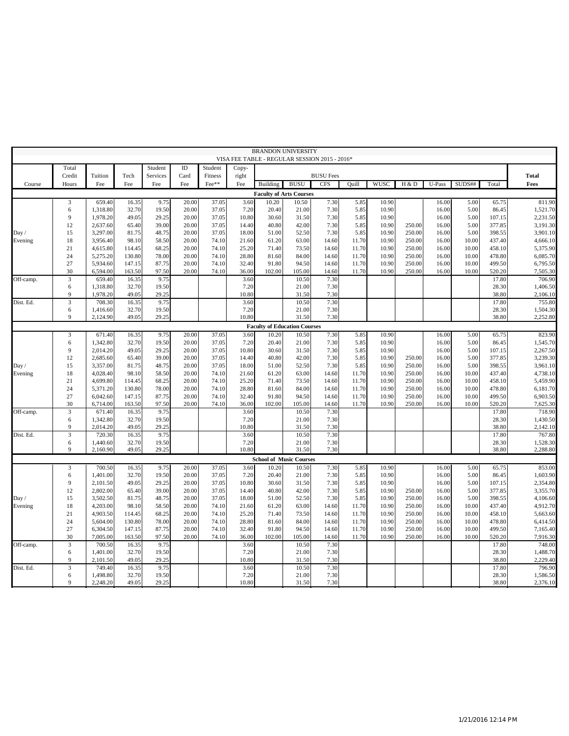BRANDON UNIVERSITY

VISA FEE TABLE - REGULAR SESSION 2015 - 2016*

| Course | Total Credit Hours | Tuition Fee | Tech Fee | Student Services Fee | ID Card Fee | Student Fitness Fee** | Copy-right Fee | Building | BUSU | CFS | Quill | WUSC | H & D | U-Pass | SUDS## | Total | Total Fees |
|---|---|---|---|---|---|---|---|---|---|---|---|---|---|---|---|---|---|
| | | | | | | | | BUSU Fees | | | | | | | | | |
| **Faculty of Arts Courses** | | | | | | | | | | | | | | | | | |
| Day / Evening | 3 | 659.40 | 16.35 | 9.75 | 20.00 | 37.05 | 3.60 | 10.20 | 10.50 | 7.30 | 5.85 | 10.90 | | 16.00 | 5.00 | 65.75 | 811.90 |
| | 6 | 1,318.80 | 32.70 | 19.50 | 20.00 | 37.05 | 7.20 | 20.40 | 21.00 | 7.30 | 5.85 | 10.90 | | 16.00 | 5.00 | 86.45 | 1,521.70 |
| | 9 | 1,978.20 | 49.05 | 29.25 | 20.00 | 37.05 | 10.80 | 30.60 | 31.50 | 7.30 | 5.85 | 10.90 | | 16.00 | 5.00 | 107.15 | 2,231.50 |
| | 12 | 2,637.60 | 65.40 | 39.00 | 20.00 | 37.05 | 14.40 | 40.80 | 42.00 | 7.30 | 5.85 | 10.90 | 250.00 | 16.00 | 5.00 | 377.85 | 3,191.30 |
| | 15 | 3,297.00 | 81.75 | 48.75 | 20.00 | 37.05 | 18.00 | 51.00 | 52.50 | 7.30 | 5.85 | 10.90 | 250.00 | 16.00 | 5.00 | 398.55 | 3,901.10 |
| | 18 | 3,956.40 | 98.10 | 58.50 | 20.00 | 74.10 | 21.60 | 61.20 | 63.00 | 14.60 | 11.70 | 10.90 | 250.00 | 16.00 | 10.00 | 437.40 | 4,666.10 |
| | 21 | 4,615.80 | 114.45 | 68.25 | 20.00 | 74.10 | 25.20 | 71.40 | 73.50 | 14.60 | 11.70 | 10.90 | 250.00 | 16.00 | 10.00 | 458.10 | 5,375.90 |
| | 24 | 5,275.20 | 130.80 | 78.00 | 20.00 | 74.10 | 28.80 | 81.60 | 84.00 | 14.60 | 11.70 | 10.90 | 250.00 | 16.00 | 10.00 | 478.80 | 6,085.70 |
| | 27 | 5,934.60 | 147.15 | 87.75 | 20.00 | 74.10 | 32.40 | 91.80 | 94.50 | 14.60 | 11.70 | 10.90 | 250.00 | 16.00 | 10.00 | 499.50 | 6,795.50 |
| | 30 | 6,594.00 | 163.50 | 97.50 | 20.00 | 74.10 | 36.00 | 102.00 | 105.00 | 14.60 | 11.70 | 10.90 | 250.00 | 16.00 | 10.00 | 520.20 | 7,505.30 |
| Off-camp. | 3 | 659.40 | 16.35 | 9.75 | | | 3.60 | | 10.50 | 7.30 | | | | | | 17.80 | 706.90 |
| | 6 | 1,318.80 | 32.70 | 19.50 | | | 7.20 | | 21.00 | 7.30 | | | | | | 28.30 | 1,406.50 |
| | 9 | 1,978.20 | 49.05 | 29.25 | | | 10.80 | | 31.50 | 7.30 | | | | | | 38.80 | 2,106.10 |
| Dist. Ed. | 3 | 708.30 | 16.35 | 9.75 | | | 3.60 | | 10.50 | 7.30 | | | | | | 17.80 | 755.80 |
| | 6 | 1,416.60 | 32.70 | 19.50 | | | 7.20 | | 21.00 | 7.30 | | | | | | 28.30 | 1,504.30 |
| | 9 | 2,124.90 | 49.05 | 29.25 | | | 10.80 | | 31.50 | 7.30 | | | | | | 38.80 | 2,252.80 |
| **Faculty of Education Courses** | | | | | | | | | | | | | | | | | |
| Day / Evening | 3 | 671.40 | 16.35 | 9.75 | 20.00 | 37.05 | 3.60 | 10.20 | 10.50 | 7.30 | 5.85 | 10.90 | | 16.00 | 5.00 | 65.75 | 823.90 |
| | 6 | 1,342.80 | 32.70 | 19.50 | 20.00 | 37.05 | 7.20 | 20.40 | 21.00 | 7.30 | 5.85 | 10.90 | | 16.00 | 5.00 | 86.45 | 1,545.70 |
| | 9 | 2,014.20 | 49.05 | 29.25 | 20.00 | 37.05 | 10.80 | 30.60 | 31.50 | 7.30 | 5.85 | 10.90 | | 16.00 | 5.00 | 107.15 | 2,267.50 |
| | 12 | 2,685.60 | 65.40 | 39.00 | 20.00 | 37.05 | 14.40 | 40.80 | 42.00 | 7.30 | 5.85 | 10.90 | 250.00 | 16.00 | 5.00 | 377.85 | 3,239.30 |
| | 15 | 3,357.00 | 81.75 | 48.75 | 20.00 | 37.05 | 18.00 | 51.00 | 52.50 | 7.30 | 5.85 | 10.90 | 250.00 | 16.00 | 5.00 | 398.55 | 3,961.10 |
| | 18 | 4,028.40 | 98.10 | 58.50 | 20.00 | 74.10 | 21.60 | 61.20 | 63.00 | 14.60 | 11.70 | 10.90 | 250.00 | 16.00 | 10.00 | 437.40 | 4,738.10 |
| | 21 | 4,699.80 | 114.45 | 68.25 | 20.00 | 74.10 | 25.20 | 71.40 | 73.50 | 14.60 | 11.70 | 10.90 | 250.00 | 16.00 | 10.00 | 458.10 | 5,459.90 |
| | 24 | 5,371.20 | 130.80 | 78.00 | 20.00 | 74.10 | 28.80 | 81.60 | 84.00 | 14.60 | 11.70 | 10.90 | 250.00 | 16.00 | 10.00 | 478.80 | 6,181.70 |
| | 27 | 6,042.60 | 147.15 | 87.75 | 20.00 | 74.10 | 32.40 | 91.80 | 94.50 | 14.60 | 11.70 | 10.90 | 250.00 | 16.00 | 10.00 | 499.50 | 6,903.50 |
| | 30 | 6,714.00 | 163.50 | 97.50 | 20.00 | 74.10 | 36.00 | 102.00 | 105.00 | 14.60 | 11.70 | 10.90 | 250.00 | 16.00 | 10.00 | 520.20 | 7,625.30 |
| Off-camp. | 3 | 671.40 | 16.35 | 9.75 | | | 3.60 | | 10.50 | 7.30 | | | | | | 17.80 | 718.90 |
| | 6 | 1,342.80 | 32.70 | 19.50 | | | 7.20 | | 21.00 | 7.30 | | | | | | 28.30 | 1,430.50 |
| | 9 | 2,014.20 | 49.05 | 29.25 | | | 10.80 | | 31.50 | 7.30 | | | | | | 38.80 | 2,142.10 |
| Dist. Ed. | 3 | 720.30 | 16.35 | 9.75 | | | 3.60 | | 10.50 | 7.30 | | | | | | 17.80 | 767.80 |
| | 6 | 1,440.60 | 32.70 | 19.50 | | | 7.20 | | 21.00 | 7.30 | | | | | | 28.30 | 1,528.30 |
| | 9 | 2,160.90 | 49.05 | 29.25 | | | 10.80 | | 31.50 | 7.30 | | | | | | 38.80 | 2,288.80 |
| **School of Music Courses** | | | | | | | | | | | | | | | | | |
| Day / Evening | 3 | 700.50 | 16.35 | 9.75 | 20.00 | 37.05 | 3.60 | 10.20 | 10.50 | 7.30 | 5.85 | 10.90 | | 16.00 | 5.00 | 65.75 | 853.00 |
| | 6 | 1,401.00 | 32.70 | 19.50 | 20.00 | 37.05 | 7.20 | 20.40 | 21.00 | 7.30 | 5.85 | 10.90 | | 16.00 | 5.00 | 86.45 | 1,603.90 |
| | 9 | 2,101.50 | 49.05 | 29.25 | 20.00 | 37.05 | 10.80 | 30.60 | 31.50 | 7.30 | 5.85 | 10.90 | | 16.00 | 5.00 | 107.15 | 2,354.80 |
| | 12 | 2,802.00 | 65.40 | 39.00 | 20.00 | 37.05 | 14.40 | 40.80 | 42.00 | 7.30 | 5.85 | 10.90 | 250.00 | 16.00 | 5.00 | 377.85 | 3,355.70 |
| | 15 | 3,502.50 | 81.75 | 48.75 | 20.00 | 37.05 | 18.00 | 51.00 | 52.50 | 7.30 | 5.85 | 10.90 | 250.00 | 16.00 | 5.00 | 398.55 | 4,106.60 |
| | 18 | 4,203.00 | 98.10 | 58.50 | 20.00 | 74.10 | 21.60 | 61.20 | 63.00 | 14.60 | 11.70 | 10.90 | 250.00 | 16.00 | 10.00 | 437.40 | 4,912.70 |
| | 21 | 4,903.50 | 114.45 | 68.25 | 20.00 | 74.10 | 25.20 | 71.40 | 73.50 | 14.60 | 11.70 | 10.90 | 250.00 | 16.00 | 10.00 | 458.10 | 5,663.60 |
| | 24 | 5,604.00 | 130.80 | 78.00 | 20.00 | 74.10 | 28.80 | 81.60 | 84.00 | 14.60 | 11.70 | 10.90 | 250.00 | 16.00 | 10.00 | 478.80 | 6,414.50 |
| | 27 | 6,304.50 | 147.15 | 87.75 | 20.00 | 74.10 | 32.40 | 91.80 | 94.50 | 14.60 | 11.70 | 10.90 | 250.00 | 16.00 | 10.00 | 499.50 | 7,165.40 |
| | 30 | 7,005.00 | 163.50 | 97.50 | 20.00 | 74.10 | 36.00 | 102.00 | 105.00 | 14.60 | 11.70 | 10.90 | 250.00 | 16.00 | 10.00 | 520.20 | 7,916.30 |
| Off-camp. | 3 | 700.50 | 16.35 | 9.75 | | | 3.60 | | 10.50 | 7.30 | | | | | | 17.80 | 748.00 |
| | 6 | 1,401.00 | 32.70 | 19.50 | | | 7.20 | | 21.00 | 7.30 | | | | | | 28.30 | 1,488.70 |
| | 9 | 2,101.50 | 49.05 | 29.25 | | | 10.80 | | 31.50 | 7.30 | | | | | | 38.80 | 2,229.40 |
| Dist. Ed. | 3 | 749.40 | 16.35 | 9.75 | | | 3.60 | | 10.50 | 7.30 | | | | | | 17.80 | 796.90 |
| | 6 | 1,498.80 | 32.70 | 19.50 | | | 7.20 | | 21.00 | 7.30 | | | | | | 28.30 | 1,586.50 |
| | 9 | 2,248.20 | 49.05 | 29.25 | | | 10.80 | | 31.50 | 7.30 | | | | | | 38.80 | 2,376.10 |

1/21/2016 12:14 PM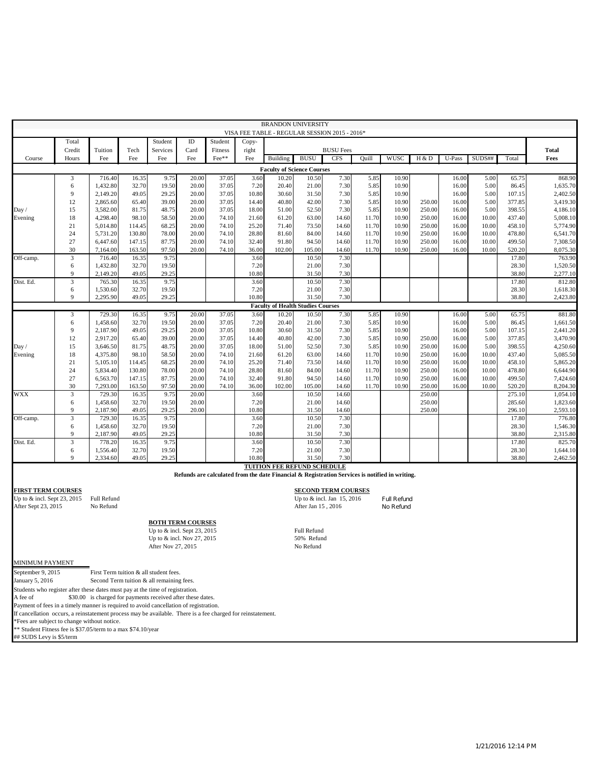BRANDON UNIVERSITY

VISA FEE TABLE - REGULAR SESSION 2015 - 2016*

| Course | Total Credit Hours | Tuition Fee | Tech Fee | Student Services Fee | ID Card Fee | Student Fitness Fee** | Copy-right Fee | BUSU Fees: Building | BUSU | CFS | Quill | WUSC | H & D | U-Pass | SUDS## | Total | Total Fees |
|---|---|---|---|---|---|---|---|---|---|---|---|---|---|---|---|---|---|
| **Faculty of Science Courses** | | | | | | | | | | | | | | | | | |
| Day / Evening | 3 | 716.40 | 16.35 | 9.75 | 20.00 | 37.05 | 3.60 | 10.20 | 10.50 | 7.30 | 5.85 | 10.90 | | 16.00 | 5.00 | 65.75 | 868.90 |
| | 6 | 1,432.80 | 32.70 | 19.50 | 20.00 | 37.05 | 7.20 | 20.40 | 21.00 | 7.30 | 5.85 | 10.90 | | 16.00 | 5.00 | 86.45 | 1,635.70 |
| | 9 | 2,149.20 | 49.05 | 29.25 | 20.00 | 37.05 | 10.80 | 30.60 | 31.50 | 7.30 | 5.85 | 10.90 | | 16.00 | 5.00 | 107.15 | 2,402.50 |
| | 12 | 2,865.60 | 65.40 | 39.00 | 20.00 | 37.05 | 14.40 | 40.80 | 42.00 | 7.30 | 5.85 | 10.90 | 250.00 | 16.00 | 5.00 | 377.85 | 3,419.30 |
| | 15 | 3,582.00 | 81.75 | 48.75 | 20.00 | 37.05 | 18.00 | 51.00 | 52.50 | 7.30 | 5.85 | 10.90 | 250.00 | 16.00 | 5.00 | 398.55 | 4,186.10 |
| | 18 | 4,298.40 | 98.10 | 58.50 | 20.00 | 74.10 | 21.60 | 61.20 | 63.00 | 14.60 | 11.70 | 10.90 | 250.00 | 16.00 | 10.00 | 437.40 | 5,008.10 |
| | 21 | 5,014.80 | 114.45 | 68.25 | 20.00 | 74.10 | 25.20 | 71.40 | 73.50 | 14.60 | 11.70 | 10.90 | 250.00 | 16.00 | 10.00 | 458.10 | 5,774.90 |
| | 24 | 5,731.20 | 130.80 | 78.00 | 20.00 | 74.10 | 28.80 | 81.60 | 84.00 | 14.60 | 11.70 | 10.90 | 250.00 | 16.00 | 10.00 | 478.80 | 6,541.70 |
| | 27 | 6,447.60 | 147.15 | 87.75 | 20.00 | 74.10 | 32.40 | 91.80 | 94.50 | 14.60 | 11.70 | 10.90 | 250.00 | 16.00 | 10.00 | 499.50 | 7,308.50 |
| | 30 | 7,164.00 | 163.50 | 97.50 | 20.00 | 74.10 | 36.00 | 102.00 | 105.00 | 14.60 | 11.70 | 10.90 | 250.00 | 16.00 | 10.00 | 520.20 | 8,075.30 |
| Off-camp. | 3 | 716.40 | 16.35 | 9.75 | | | 3.60 | | 10.50 | 7.30 | | | | | | 17.80 | 763.90 |
| | 6 | 1,432.80 | 32.70 | 19.50 | | | 7.20 | | 21.00 | 7.30 | | | | | | 28.30 | 1,520.50 |
| | 9 | 2,149.20 | 49.05 | 29.25 | | | 10.80 | | 31.50 | 7.30 | | | | | | 38.80 | 2,277.10 |
| Dist. Ed. | 3 | 765.30 | 16.35 | 9.75 | | | 3.60 | | 10.50 | 7.30 | | | | | | 17.80 | 812.80 |
| | 6 | 1,530.60 | 32.70 | 19.50 | | | 7.20 | | 21.00 | 7.30 | | | | | | 28.30 | 1,618.30 |
| | 9 | 2,295.90 | 49.05 | 29.25 | | | 10.80 | | 31.50 | 7.30 | | | | | | 38.80 | 2,423.80 |
| **Faculty of Health Studies Courses** | | | | | | | | | | | | | | | | | |
| Day / Evening | 3 | 729.30 | 16.35 | 9.75 | 20.00 | 37.05 | 3.60 | 10.20 | 10.50 | 7.30 | 5.85 | 10.90 | | 16.00 | 5.00 | 65.75 | 881.80 |
| | 6 | 1,458.60 | 32.70 | 19.50 | 20.00 | 37.05 | 7.20 | 20.40 | 21.00 | 7.30 | 5.85 | 10.90 | | 16.00 | 5.00 | 86.45 | 1,661.50 |
| | 9 | 2,187.90 | 49.05 | 29.25 | 20.00 | 37.05 | 10.80 | 30.60 | 31.50 | 7.30 | 5.85 | 10.90 | | 16.00 | 5.00 | 107.15 | 2,441.20 |
| | 12 | 2,917.20 | 65.40 | 39.00 | 20.00 | 37.05 | 14.40 | 40.80 | 42.00 | 7.30 | 5.85 | 10.90 | 250.00 | 16.00 | 5.00 | 377.85 | 3,470.90 |
| | 15 | 3,646.50 | 81.75 | 48.75 | 20.00 | 37.05 | 18.00 | 51.00 | 52.50 | 7.30 | 5.85 | 10.90 | 250.00 | 16.00 | 5.00 | 398.55 | 4,250.60 |
| | 18 | 4,375.80 | 98.10 | 58.50 | 20.00 | 74.10 | 21.60 | 61.20 | 63.00 | 14.60 | 11.70 | 10.90 | 250.00 | 16.00 | 10.00 | 437.40 | 5,085.50 |
| | 21 | 5,105.10 | 114.45 | 68.25 | 20.00 | 74.10 | 25.20 | 71.40 | 73.50 | 14.60 | 11.70 | 10.90 | 250.00 | 16.00 | 10.00 | 458.10 | 5,865.20 |
| | 24 | 5,834.40 | 130.80 | 78.00 | 20.00 | 74.10 | 28.80 | 81.60 | 84.00 | 14.60 | 11.70 | 10.90 | 250.00 | 16.00 | 10.00 | 478.80 | 6,644.90 |
| | 27 | 6,563.70 | 147.15 | 87.75 | 20.00 | 74.10 | 32.40 | 91.80 | 94.50 | 14.60 | 11.70 | 10.90 | 250.00 | 16.00 | 10.00 | 499.50 | 7,424.60 |
| | 30 | 7,293.00 | 163.50 | 97.50 | 20.00 | 74.10 | 36.00 | 102.00 | 105.00 | 14.60 | 11.70 | 10.90 | 250.00 | 16.00 | 10.00 | 520.20 | 8,204.30 |
| WXX | 3 | 729.30 | 16.35 | 9.75 | 20.00 | | 3.60 | | 10.50 | 14.60 | | | 250.00 | | | 275.10 | 1,054.10 |
| | 6 | 1,458.60 | 32.70 | 19.50 | 20.00 | | 7.20 | | 21.00 | 14.60 | | | 250.00 | | | 285.60 | 1,823.60 |
| | 9 | 2,187.90 | 49.05 | 29.25 | 20.00 | | 10.80 | | 31.50 | 14.60 | | | 250.00 | | | 296.10 | 2,593.10 |
| Off-camp. | 3 | 729.30 | 16.35 | 9.75 | | | 3.60 | | 10.50 | 7.30 | | | | | | 17.80 | 776.80 |
| | 6 | 1,458.60 | 32.70 | 19.50 | | | 7.20 | | 21.00 | 7.30 | | | | | | 28.30 | 1,546.30 |
| | 9 | 2,187.90 | 49.05 | 29.25 | | | 10.80 | | 31.50 | 7.30 | | | | | | 38.80 | 2,315.80 |
| Dist. Ed. | 3 | 778.20 | 16.35 | 9.75 | | | 3.60 | | 10.50 | 7.30 | | | | | | 17.80 | 825.70 |
| | 6 | 1,556.40 | 32.70 | 19.50 | | | 7.20 | | 21.00 | 7.30 | | | | | | 28.30 | 1,644.10 |
| | 9 | 2,334.60 | 49.05 | 29.25 | | | 10.80 | | 31.50 | 7.30 | | | | | | 38.80 | 2,462.50 |

## TUITION FEE REFUND SCHEDULE

**Refunds are calculated from the date Financial & Registration Services is notified in writing.**

**FIRST TERM COURSES**

Up to & incl. Sept 23, 2015 — Full Refund
After Sept 23, 2015 — No Refund

**SECOND TERM COURSES**

Up to & incl. Jan 15, 2016 — Full Refund
After Jan 15 , 2016 — No Refund

**BOTH TERM COURSES**

Up to & incl. Sept 23, 2015 — Full Refund
Up to & incl. Nov 27, 2015 — 50% Refund
After Nov 27, 2015 — No Refund

MINIMUM PAYMENT

September 9, 2015 — First Term tuition & all student fees.
January 5, 2016 — Second Term tuition & all remaining fees.

Students who register after these dates must pay at the time of registration.
A fee of $30.00 is charged for payments received after these dates.
Payment of fees in a timely manner is required to avoid cancellation of registration.
If cancellation occurs, a reinstatement process may be available. There is a fee charged for reinstatement.
*Fees are subject to change without notice.
** Student Fitness fee is $37.05/term to a max $74.10/year
## SUDS Levy is $5/term

1/21/2016 12:14 PM